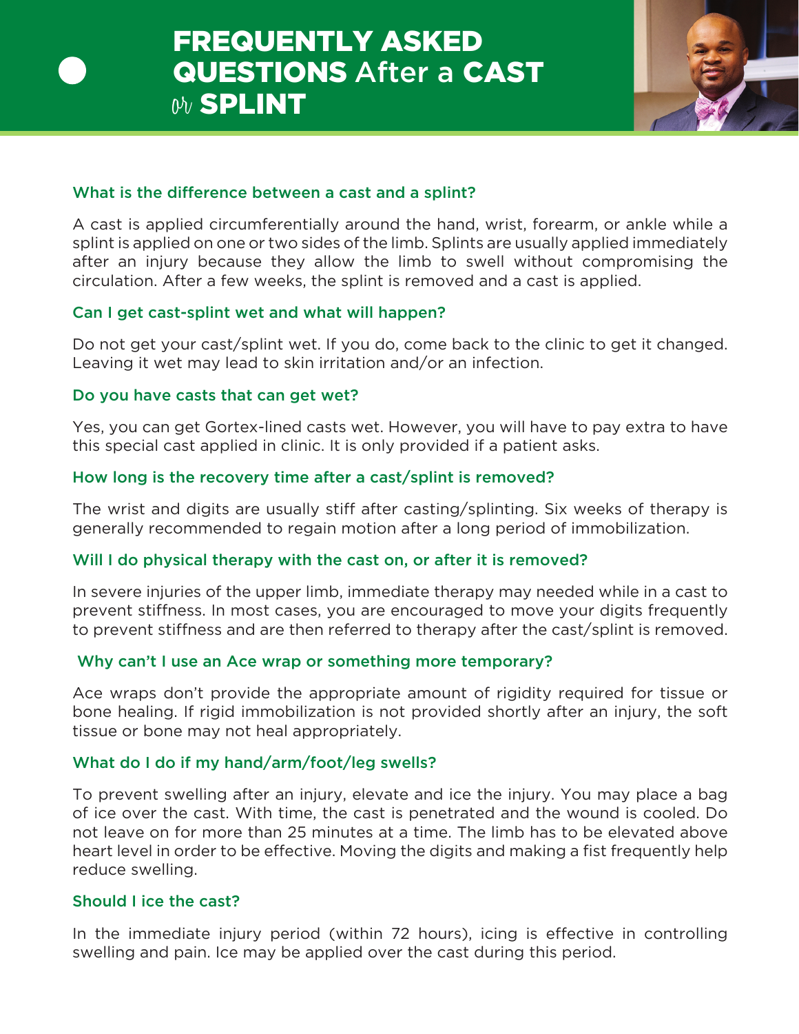# FREQUENTLY ASKED QUESTIONS After a CAST or SPLINT

### What is the difference between a cast and a splint?

A cast is applied circumferentially around the hand, wrist, forearm, or ankle while a splint is applied on one or two sides of the limb. Splints are usually applied immediately after an injury because they allow the limb to swell without compromising the circulation. After a few weeks, the splint is removed and a cast is applied.

### Can I get cast-splint wet and what will happen?

Do not get your cast/splint wet. If you do, come back to the clinic to get it changed. Leaving it wet may lead to skin irritation and/or an infection.

### Do you have casts that can get wet?

Yes, you can get Gortex-lined casts wet. However, you will have to pay extra to have this special cast applied in clinic. It is only provided if a patient asks.

### How long is the recovery time after a cast/splint is removed?

The wrist and digits are usually stiff after casting/splinting. Six weeks of therapy is generally recommended to regain motion after a long period of immobilization.

### Will I do physical therapy with the cast on, or after it is removed?

In severe injuries of the upper limb, immediate therapy may needed while in a cast to prevent stiffness. In most cases, you are encouraged to move your digits frequently to prevent stiffness and are then referred to therapy after the cast/splint is removed.

### Why can't I use an Ace wrap or something more temporary?

Ace wraps don't provide the appropriate amount of rigidity required for tissue or bone healing. If rigid immobilization is not provided shortly after an injury, the soft tissue or bone may not heal appropriately.

### What do I do if my hand/arm/foot/leg swells?

To prevent swelling after an injury, elevate and ice the injury. You may place a bag of ice over the cast. With time, the cast is penetrated and the wound is cooled. Do not leave on for more than 25 minutes at a time. The limb has to be elevated above heart level in order to be effective. Moving the digits and making a fist frequently help reduce swelling.

### Should I ice the cast?

In the immediate injury period (within 72 hours), icing is effective in controlling swelling and pain. Ice may be applied over the cast during this period.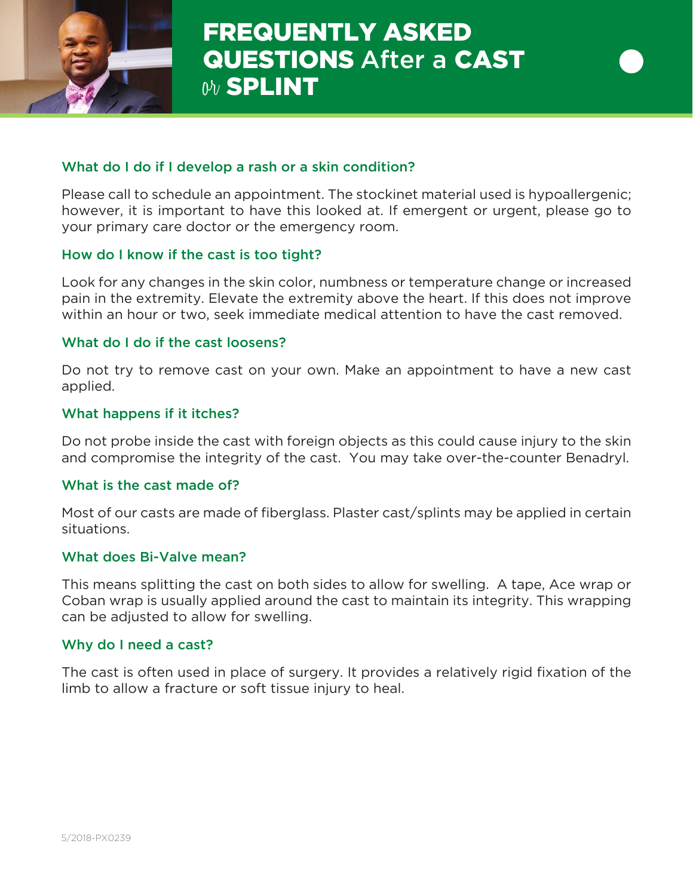# FREQUENTLY ASKED QUESTIONS After a CAST or SPLINT

### What do I do if I develop a rash or a skin condition?

Please call to schedule an appointment. The stockinet material used is hypoallergenic; however, it is important to have this looked at. If emergent or urgent, please go to your primary care doctor or the emergency room.

### How do I know if the cast is too tight?

Look for any changes in the skin color, numbness or temperature change or increased pain in the extremity. Elevate the extremity above the heart. If this does not improve within an hour or two, seek immediate medical attention to have the cast removed.

### What do I do if the cast loosens?

Do not try to remove cast on your own. Make an appointment to have a new cast applied.

### What happens if it itches?

Do not probe inside the cast with foreign objects as this could cause injury to the skin and compromise the integrity of the cast. You may take over-the-counter Benadryl.

### What is the cast made of?

Most of our casts are made of fiberglass. Plaster cast/splints may be applied in certain situations.

### What does Bi-Valve mean?

This means splitting the cast on both sides to allow for swelling. A tape, Ace wrap or Coban wrap is usually applied around the cast to maintain its integrity. This wrapping can be adjusted to allow for swelling.

### Why do I need a cast?

The cast is often used in place of surgery. It provides a relatively rigid fixation of the limb to allow a fracture or soft tissue injury to heal.

5/2018-PX0239